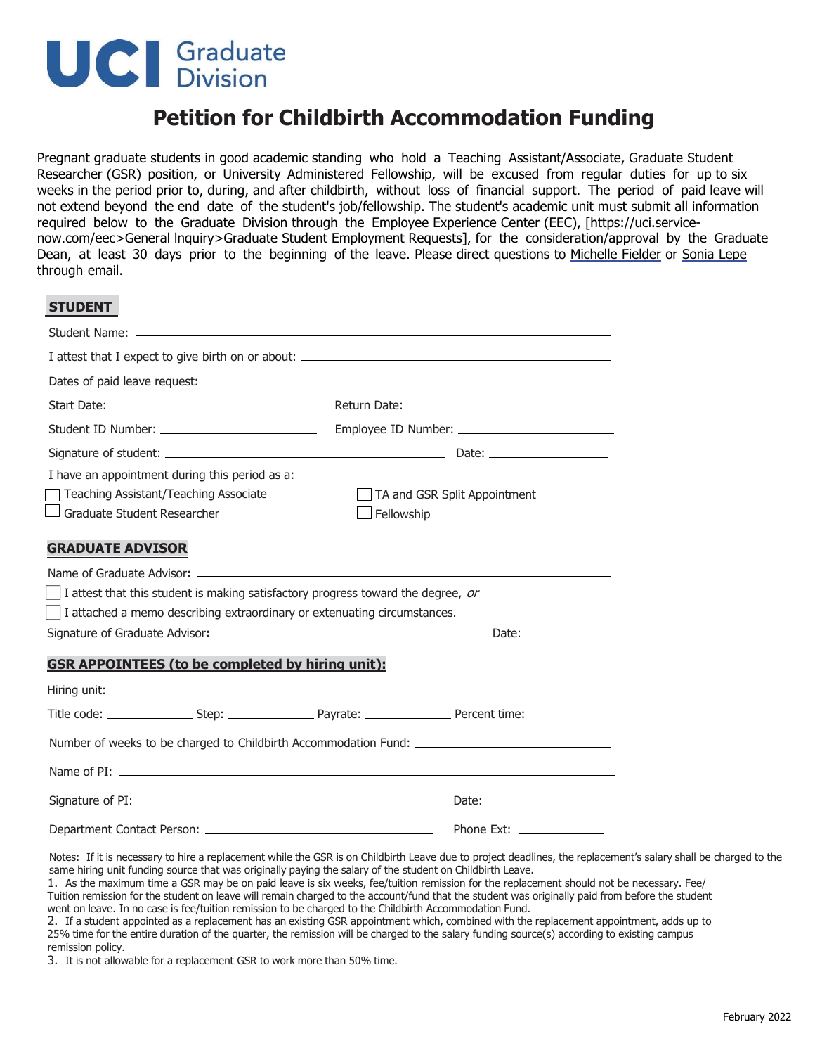UCI Graduate Division

# Petition for Childbirth Accommodation Funding

Pregnant graduate students in good academic standing who hold a Teaching Assistant/Associate, Graduate Student Researcher (GSR) position, or University Administered Fellowship, will be excused from regular duties for up to six weeks in the period prior to, during, and after childbirth, without loss of financial support. The period of paid leave will not extend beyond the end date of the student's job/fellowship. The student's academic unit must submit all information required below to the Graduate Division through the Employee Experience Center (EEC), [https://uci.service-now.com/eec>General Inquiry>Graduate Student Employment Requests], for the consideration/approval by the Graduate Dean, at least 30 days prior to the beginning of the leave. Please direct questions to Michelle Fielder or Sonia Lepe through email.

## STUDENT

Student Name: ______________________________

I attest that I expect to give birth on or about: ______________________________

Dates of paid leave request:

Start Date: ____________________ Return Date: ____________________

Student ID Number: ____________________ Employee ID Number: ____________________

Signature of student: ______________________________ Date: ____________

I have an appointment during this period as a:

- ☐ Teaching Assistant/Teaching Associate
- ☐ Graduate Student Researcher
- ☐ TA and GSR Split Appointment
- ☐ Fellowship

## GRADUATE ADVISOR

Name of Graduate Advisor**:** ______________________________

- ☐ I attest that this student is making satisfactory progress toward the degree, *or*
- ☐ I attached a memo describing extraordinary or extenuating circumstances.

Signature of Graduate Advisor**:** ______________________________ Date: ____________

## GSR APPOINTEES (to be completed by hiring unit):

Hiring unit: ______________________________

Title code: __________ Step: __________ Payrate: __________ Percent time: __________

Number of weeks to be charged to Childbirth Accommodation Fund: ____________________

Name of PI: ______________________________

Signature of PI: ______________________________ Date: ____________

Department Contact Person: ______________________________ Phone Ext: __________

Notes: If it is necessary to hire a replacement while the GSR is on Childbirth Leave due to project deadlines, the replacement's salary shall be charged to the same hiring unit funding source that was originally paying the salary of the student on Childbirth Leave.

1. As the maximum time a GSR may be on paid leave is six weeks, fee/tuition remission for the replacement should not be necessary. Fee/ Tuition remission for the student on leave will remain charged to the account/fund that the student was originally paid from before the student went on leave. In no case is fee/tuition remission to be charged to the Childbirth Accommodation Fund.
2. If a student appointed as a replacement has an existing GSR appointment which, combined with the replacement appointment, adds up to 25% time for the entire duration of the quarter, the remission will be charged to the salary funding source(s) according to existing campus remission policy.
3. It is not allowable for a replacement GSR to work more than 50% time.

February 2022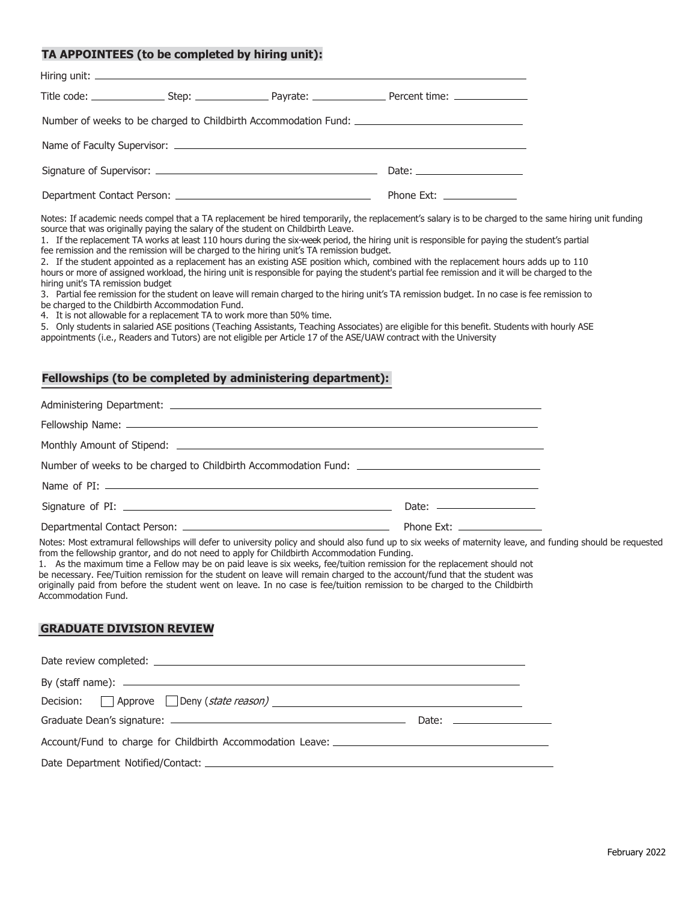## TA APPOINTEES (to be completed by hiring unit):

Hiring unit: ______________________________

Title code: __________ Step: __________ Payrate: __________ Percent time: __________

Number of weeks to be charged to Childbirth Accommodation Fund: ______________________________

Name of Faculty Supervisor: ______________________________

Signature of Supervisor: ______________________________ Date: ______________

Department Contact Person: ______________________________ Phone Ext: __________

Notes: If academic needs compel that a TA replacement be hired temporarily, the replacement's salary is to be charged to the same hiring unit funding source that was originally paying the salary of the student on Childbirth Leave.

1. If the replacement TA works at least 110 hours during the six-week period, the hiring unit is responsible for paying the student's partial fee remission and the remission will be charged to the hiring unit's TA remission budget.
2. If the student appointed as a replacement has an existing ASE position which, combined with the replacement hours adds up to 110 hours or more of assigned workload, the hiring unit is responsible for paying the student's partial fee remission and it will be charged to the hiring unit's TA remission budget
3. Partial fee remission for the student on leave will remain charged to the hiring unit's TA remission budget. In no case is fee remission to be charged to the Childbirth Accommodation Fund.
4. It is not allowable for a replacement TA to work more than 50% time.
5. Only students in salaried ASE positions (Teaching Assistants, Teaching Associates) are eligible for this benefit. Students with hourly ASE appointments (i.e., Readers and Tutors) are not eligible per Article 17 of the ASE/UAW contract with the University

## Fellowships (to be completed by administering department):

Administering Department: ______________________________

Fellowship Name: ______________________________

Monthly Amount of Stipend: ______________________________

Number of weeks to be charged to Childbirth Accommodation Fund: ______________________________

Name of PI: ______________________________

Signature of PI: ______________________________ Date: ______________

Departmental Contact Person: ______________________________ Phone Ext: __________

Notes: Most extramural fellowships will defer to university policy and should also fund up to six weeks of maternity leave, and funding should be requested from the fellowship grantor, and do not need to apply for Childbirth Accommodation Funding.

1. As the maximum time a Fellow may be on paid leave is six weeks, fee/tuition remission for the replacement should not be necessary. Fee/Tuition remission for the student on leave will remain charged to the account/fund that the student was originally paid from before the student went on leave. In no case is fee/tuition remission to be charged to the Childbirth Accommodation Fund.

## GRADUATE DIVISION REVIEW

Date review completed: ______________________________

By (staff name): ______________________________

Decision: ☐ Approve ☐ Deny (*state reason*) ______________________________

Graduate Dean's signature: ______________________________ Date: ______________

Account/Fund to charge for Childbirth Accommodation Leave: ______________________________

Date Department Notified/Contact: ______________________________

February 2022